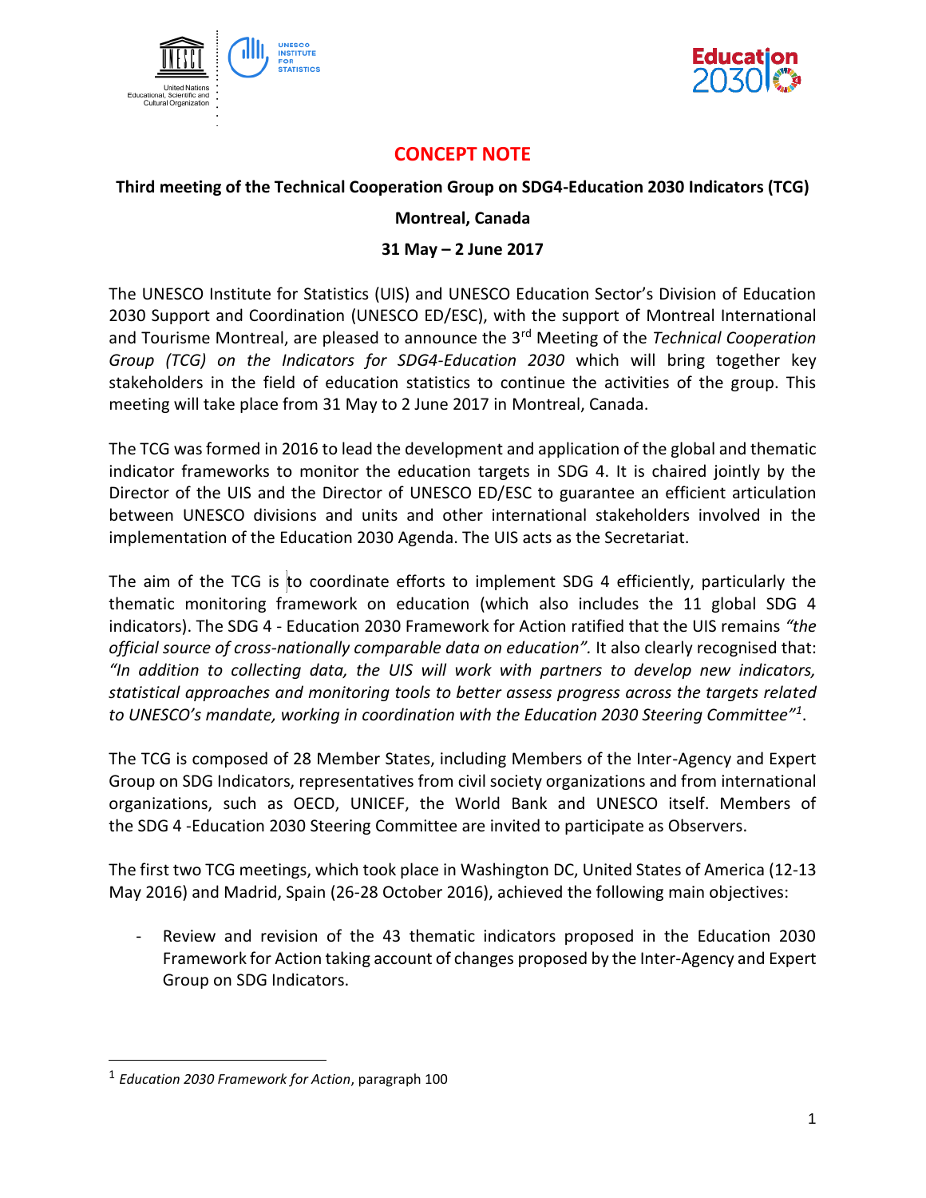# CONCEPT NOTE

**Third meeting of the Technical Cooperation Group on SDG4-Education 2030 Indicators (TCG)**

**Montreal, Canada**

**31 May – 2 June 2017**

The UNESCO Institute for Statistics (UIS) and UNESCO Education Sector's Division of Education 2030 Support and Coordination (UNESCO ED/ESC), with the support of Montreal International and Tourisme Montreal, are pleased to announce the 3rd Meeting of the *Technical Cooperation Group (TCG) on the Indicators for SDG4-Education 2030* which will bring together key stakeholders in the field of education statistics to continue the activities of the group. This meeting will take place from 31 May to 2 June 2017 in Montreal, Canada.

The TCG was formed in 2016 to lead the development and application of the global and thematic indicator frameworks to monitor the education targets in SDG 4. It is chaired jointly by the Director of the UIS and the Director of UNESCO ED/ESC to guarantee an efficient articulation between UNESCO divisions and units and other international stakeholders involved in the implementation of the Education 2030 Agenda. The UIS acts as the Secretariat.

The aim of the TCG is to coordinate efforts to implement SDG 4 efficiently, particularly the thematic monitoring framework on education (which also includes the 11 global SDG 4 indicators). The SDG 4 - Education 2030 Framework for Action ratified that the UIS remains *"the official source of cross-nationally comparable data on education"*. It also clearly recognised that: *"In addition to collecting data, the UIS will work with partners to develop new indicators, statistical approaches and monitoring tools to better assess progress across the targets related to UNESCO's mandate, working in coordination with the Education 2030 Steering Committee"*[1].

The TCG is composed of 28 Member States, including Members of the Inter-Agency and Expert Group on SDG Indicators, representatives from civil society organizations and from international organizations, such as OECD, UNICEF, the World Bank and UNESCO itself. Members of the SDG 4 -Education 2030 Steering Committee are invited to participate as Observers.

The first two TCG meetings, which took place in Washington DC, United States of America (12-13 May 2016) and Madrid, Spain (26-28 October 2016), achieved the following main objectives:

- Review and revision of the 43 thematic indicators proposed in the Education 2030 Framework for Action taking account of changes proposed by the Inter-Agency and Expert Group on SDG Indicators.

---

[1] *Education 2030 Framework for Action*, paragraph 100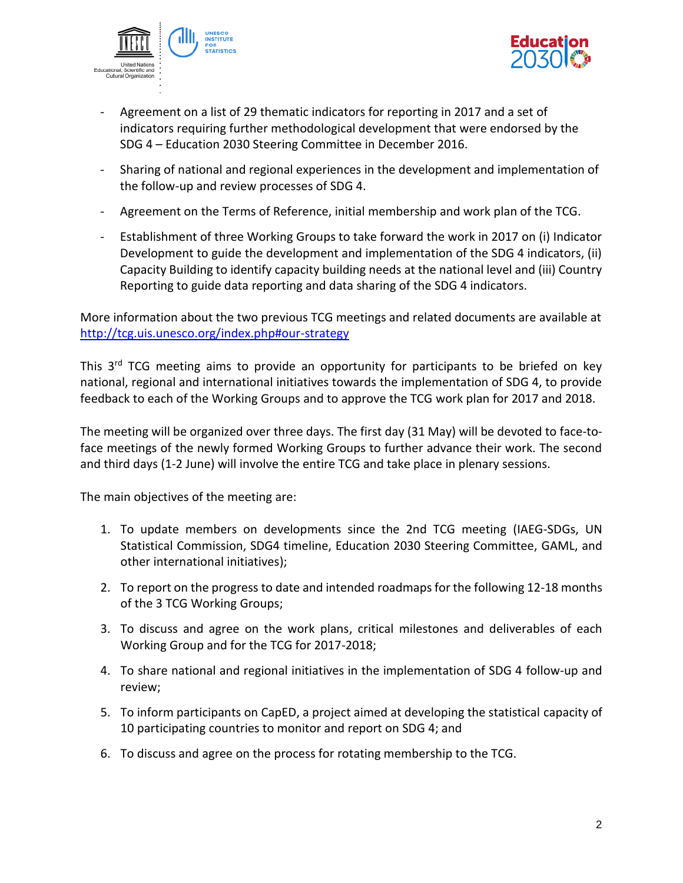- Agreement on a list of 29 thematic indicators for reporting in 2017 and a set of indicators requiring further methodological development that were endorsed by the SDG 4 – Education 2030 Steering Committee in December 2016.
- Sharing of national and regional experiences in the development and implementation of the follow-up and review processes of SDG 4.
- Agreement on the Terms of Reference, initial membership and work plan of the TCG.
- Establishment of three Working Groups to take forward the work in 2017 on (i) Indicator Development to guide the development and implementation of the SDG 4 indicators, (ii) Capacity Building to identify capacity building needs at the national level and (iii) Country Reporting to guide data reporting and data sharing of the SDG 4 indicators.

More information about the two previous TCG meetings and related documents are available at http://tcg.uis.unesco.org/index.php#our-strategy

This 3rd TCG meeting aims to provide an opportunity for participants to be briefed on key national, regional and international initiatives towards the implementation of SDG 4, to provide feedback to each of the Working Groups and to approve the TCG work plan for 2017 and 2018.

The meeting will be organized over three days. The first day (31 May) will be devoted to face-to-face meetings of the newly formed Working Groups to further advance their work. The second and third days (1-2 June) will involve the entire TCG and take place in plenary sessions.

The main objectives of the meeting are:

1. To update members on developments since the 2nd TCG meeting (IAEG-SDGs, UN Statistical Commission, SDG4 timeline, Education 2030 Steering Committee, GAML, and other international initiatives);
2. To report on the progress to date and intended roadmaps for the following 12-18 months of the 3 TCG Working Groups;
3. To discuss and agree on the work plans, critical milestones and deliverables of each Working Group and for the TCG for 2017-2018;
4. To share national and regional initiatives in the implementation of SDG 4 follow-up and review;
5. To inform participants on CapED, a project aimed at developing the statistical capacity of 10 participating countries to monitor and report on SDG 4; and
6. To discuss and agree on the process for rotating membership to the TCG.